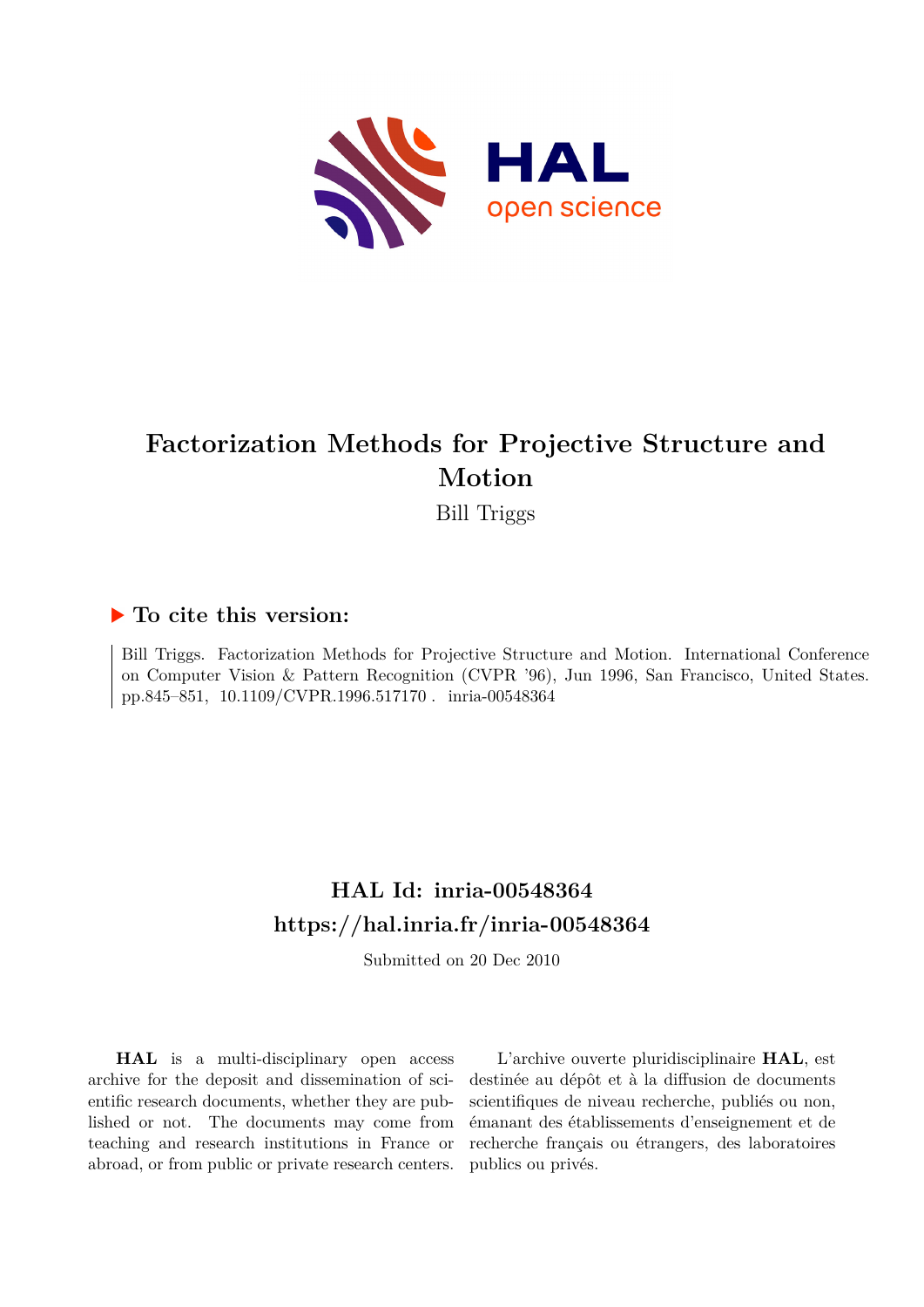# Factorization Methods for Projective Structure and Motion

Bill Triggs

## ▶ To cite this version:

Bill Triggs. Factorization Methods for Projective Structure and Motion. International Conference on Computer Vision & Pattern Recognition (CVPR '96), Jun 1996, San Francisco, United States. pp.845–851, 10.1109/CVPR.1996.517170. inria-00548364

## HAL Id: inria-00548364
## https://hal.inria.fr/inria-00548364

Submitted on 20 Dec 2010

**HAL** is a multi-disciplinary open access archive for the deposit and dissemination of scientific research documents, whether they are published or not. The documents may come from teaching and research institutions in France or abroad, or from public or private research centers.

L'archive ouverte pluridisciplinaire **HAL**, est destinée au dépôt et à la diffusion de documents scientifiques de niveau recherche, publiés ou non, émanant des établissements d'enseignement et de recherche français ou étrangers, des laboratoires publics ou privés.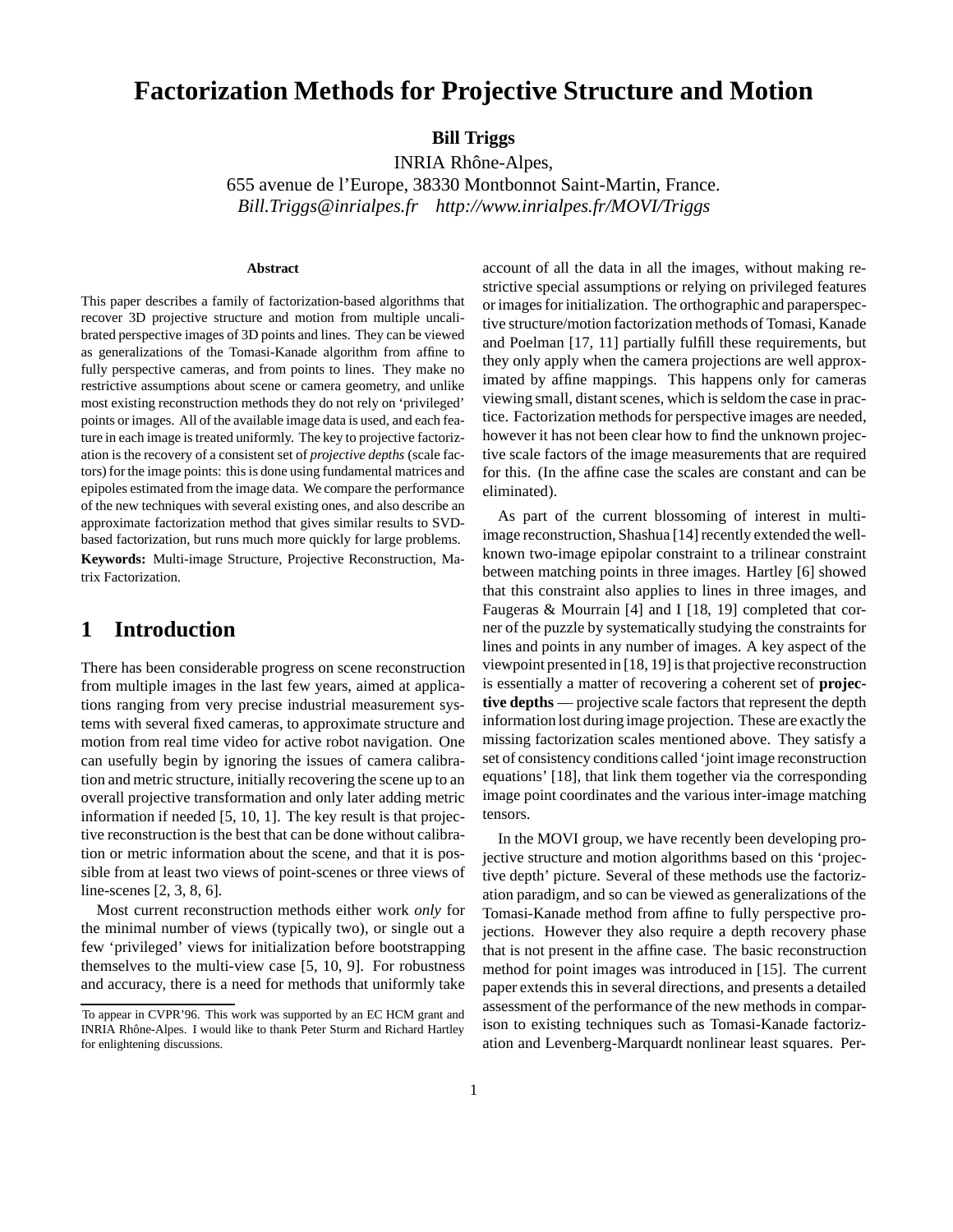# Factorization Methods for Projective Structure and Motion

**Bill Triggs**

INRIA Rhône-Alpes,
655 avenue de l'Europe, 38330 Montbonnot Saint-Martin, France.
*Bill.Triggs@inrialpes.fr* *http://www.inrialpes.fr/MOVI/Triggs*

#### Abstract

This paper describes a family of factorization-based algorithms that recover 3D projective structure and motion from multiple uncalibrated perspective images of 3D points and lines. They can be viewed as generalizations of the Tomasi-Kanade algorithm from affine to fully perspective cameras, and from points to lines. They make no restrictive assumptions about scene or camera geometry, and unlike most existing reconstruction methods they do not rely on 'privileged' points or images. All of the available image data is used, and each feature in each image is treated uniformly. The key to projective factorization is the recovery of a consistent set of *projective depths* (scale factors) for the image points: this is done using fundamental matrices and epipoles estimated from the image data. We compare the performance of the new techniques with several existing ones, and also describe an approximate factorization method that gives similar results to SVD-based factorization, but runs much more quickly for large problems.

**Keywords:** Multi-image Structure, Projective Reconstruction, Matrix Factorization.

## 1 Introduction

There has been considerable progress on scene reconstruction from multiple images in the last few years, aimed at applications ranging from very precise industrial measurement systems with several fixed cameras, to approximate structure and motion from real time video for active robot navigation. One can usefully begin by ignoring the issues of camera calibration and metric structure, initially recovering the scene up to an overall projective transformation and only later adding metric information if needed [5, 10, 1]. The key result is that projective reconstruction is the best that can be done without calibration or metric information about the scene, and that it is possible from at least two views of point-scenes or three views of line-scenes [2, 3, 8, 6].

Most current reconstruction methods either work *only* for the minimal number of views (typically two), or single out a few 'privileged' views for initialization before bootstrapping themselves to the multi-view case [5, 10, 9]. For robustness and accuracy, there is a need for methods that uniformly take account of all the data in all the images, without making restrictive special assumptions or relying on privileged features or images for initialization. The orthographic and paraperspective structure/motion factorization methods of Tomasi, Kanade and Poelman [17, 11] partially fulfill these requirements, but they only apply when the camera projections are well approximated by affine mappings. This happens only for cameras viewing small, distant scenes, which is seldom the case in practice. Factorization methods for perspective images are needed, however it has not been clear how to find the unknown projective scale factors of the image measurements that are required for this. (In the affine case the scales are constant and can be eliminated).

As part of the current blossoming of interest in multi-image reconstruction, Shashua [14] recently extended the well-known two-image epipolar constraint to a trilinear constraint between matching points in three images. Hartley [6] showed that this constraint also applies to lines in three images, and Faugeras & Mourrain [4] and I [18, 19] completed that corner of the puzzle by systematically studying the constraints for lines and points in any number of images. A key aspect of the viewpoint presented in [18, 19] is that projective reconstruction is essentially a matter of recovering a coherent set of **projective depths** — projective scale factors that represent the depth information lost during image projection. These are exactly the missing factorization scales mentioned above. They satisfy a set of consistency conditions called 'joint image reconstruction equations' [18], that link them together via the corresponding image point coordinates and the various inter-image matching tensors.

In the MOVI group, we have recently been developing projective structure and motion algorithms based on this 'projective depth' picture. Several of these methods use the factorization paradigm, and so can be viewed as generalizations of the Tomasi-Kanade method from affine to fully perspective projections. However they also require a depth recovery phase that is not present in the affine case. The basic reconstruction method for point images was introduced in [15]. The current paper extends this in several directions, and presents a detailed assessment of the performance of the new methods in comparison to existing techniques such as Tomasi-Kanade factorization and Levenberg-Marquardt nonlinear least squares. Per-

To appear in CVPR'96. This work was supported by an EC HCM grant and INRIA Rhône-Alpes. I would like to thank Peter Sturm and Richard Hartley for enlightening discussions.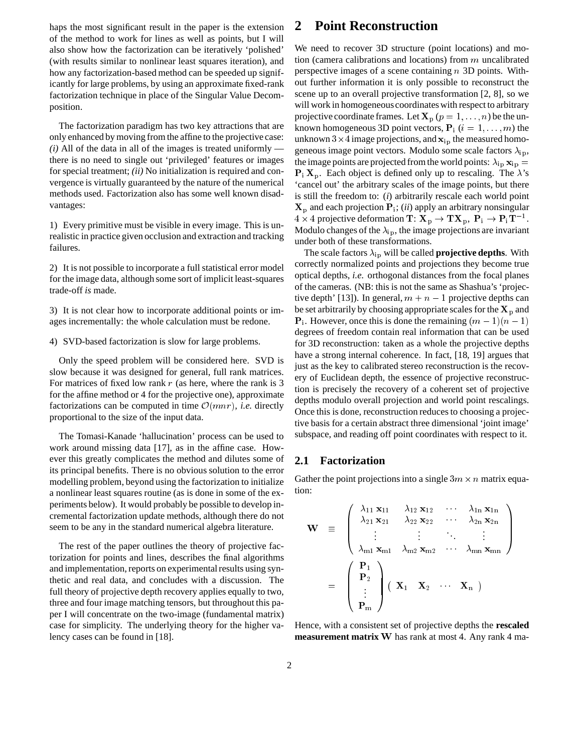haps the most significant result in the paper is the extension of the method to work for lines as well as points, but I will also show how the factorization can be iteratively 'polished' (with results similar to nonlinear least squares iteration), and how any factorization-based method can be speeded up significantly for large problems, by using an approximate fixed-rank factorization technique in place of the Singular Value Decomposition.

The factorization paradigm has two key attractions that are only enhanced by moving from the affine to the projective case: *(i)* All of the data in all of the images is treated uniformly — there is no need to single out 'privileged' features or images for special treatment; *(ii)* No initialization is required and convergence is virtually guaranteed by the nature of the numerical methods used. Factorization also has some well known disadvantages:

1) Every primitive must be visible in every image. This is unrealistic in practice given occlusion and extraction and tracking failures.

2) It is not possible to incorporate a full statistical error model for the image data, although some sort of implicit least-squares trade-off *is* made.

3) It is not clear how to incorporate additional points or images incrementally: the whole calculation must be redone.

4) SVD-based factorization is slow for large problems.

Only the speed problem will be considered here. SVD is slow because it was designed for general, full rank matrices. For matrices of fixed low rank $r$ (as here, where the rank is 3 for the affine method or 4 for the projective one), approximate factorizations can be computed in time $\mathcal{O}(mnr)$, *i.e.* directly proportional to the size of the input data.

The Tomasi-Kanade 'hallucination' process can be used to work around missing data [17], as in the affine case. However this greatly complicates the method and dilutes some of its principal benefits. There is no obvious solution to the error modelling problem, beyond using the factorization to initialize a nonlinear least squares routine (as is done in some of the experiments below). It would probably be possible to develop incremental factorization update methods, although there do not seem to be any in the standard numerical algebra literature.

The rest of the paper outlines the theory of projective factorization for points and lines, describes the final algorithms and implementation, reports on experimental results using synthetic and real data, and concludes with a discussion. The full theory of projective depth recovery applies equally to two, three and four image matching tensors, but throughout this paper I will concentrate on the two-image (fundamental matrix) case for simplicity. The underlying theory for the higher valency cases can be found in [18].

# 2 Point Reconstruction

We need to recover 3D structure (point locations) and motion (camera calibrations and locations) from $m$ uncalibrated perspective images of a scene containing $n$ 3D points. Without further information it is only possible to reconstruct the scene up to an overall projective transformation [2, 8], so we will work in homogeneous coordinates with respect to arbitrary projective coordinate frames. Let $\mathbf{X}_p$ $(p = 1, \ldots, n)$ be the unknown homogeneous 3D point vectors, $\mathbf{P}_i$ $(i = 1, \ldots, m)$ the unknown $3 \times 4$ image projections, and $\mathbf{x}_{ip}$ the measured homogeneous image point vectors. Modulo some scale factors $\lambda_{ip}$, the image points are projected from the world points: $\lambda_{ip}\,\mathbf{x}_{ip} = \mathbf{P}_i\,\mathbf{X}_p$. Each object is defined only up to rescaling. The $\lambda$'s 'cancel out' the arbitrary scales of the image points, but there is still the freedom to: (*i*) arbitrarily rescale each world point $\mathbf{X}_p$ and each projection $\mathbf{P}_i$; (*ii*) apply an arbitrary nonsingular $4 \times 4$ projective deformation $\mathbf{T}$: $\mathbf{X}_p \to \mathbf{T}\mathbf{X}_p$, $\mathbf{P}_i \to \mathbf{P}_i\,\mathbf{T}^{-1}$. Modulo changes of the $\lambda_{ip}$, the image projections are invariant under both of these transformations.

The scale factors $\lambda_{ip}$ will be called **projective depths**. With correctly normalized points and projections they become true optical depths, *i.e.* orthogonal distances from the focal planes of the cameras. (NB: this is not the same as Shashua's 'projective depth' [13]). In general, $m + n - 1$ projective depths can be set arbitrarily by choosing appropriate scales for the $\mathbf{X}_p$ and $\mathbf{P}_i$. However, once this is done the remaining $(m-1)(n-1)$ degrees of freedom contain real information that can be used for 3D reconstruction: taken as a whole the projective depths have a strong internal coherence. In fact, [18, 19] argues that just as the key to calibrated stereo reconstruction is the recovery of Euclidean depth, the essence of projective reconstruction is precisely the recovery of a coherent set of projective depths modulo overall projection and world point rescalings. Once this is done, reconstruction reduces to choosing a projective basis for a certain abstract three dimensional 'joint image' subspace, and reading off point coordinates with respect to it.

## 2.1 Factorization

Gather the point projections into a single $3m \times n$ matrix equation:

$$
\mathbf{W} \;\equiv\; \begin{pmatrix} \lambda_{11}\,\mathbf{x}_{11} & \lambda_{12}\,\mathbf{x}_{12} & \cdots & \lambda_{1n}\,\mathbf{x}_{1n} \\ \lambda_{21}\,\mathbf{x}_{21} & \lambda_{22}\,\mathbf{x}_{22} & \cdots & \lambda_{2n}\,\mathbf{x}_{2n} \\ \vdots & \vdots & \ddots & \vdots \\ \lambda_{m1}\,\mathbf{x}_{m1} & \lambda_{m2}\,\mathbf{x}_{m2} & \cdots & \lambda_{mn}\,\mathbf{x}_{mn} \end{pmatrix}
$$

$$
= \begin{pmatrix} \mathbf{P}_1 \\ \mathbf{P}_2 \\ \vdots \\ \mathbf{P}_m \end{pmatrix} \begin{pmatrix} \mathbf{X}_1 & \mathbf{X}_2 & \cdots & \mathbf{X}_n \end{pmatrix}
$$

Hence, with a consistent set of projective depths the **rescaled measurement matrix W** has rank at most 4. Any rank 4 ma-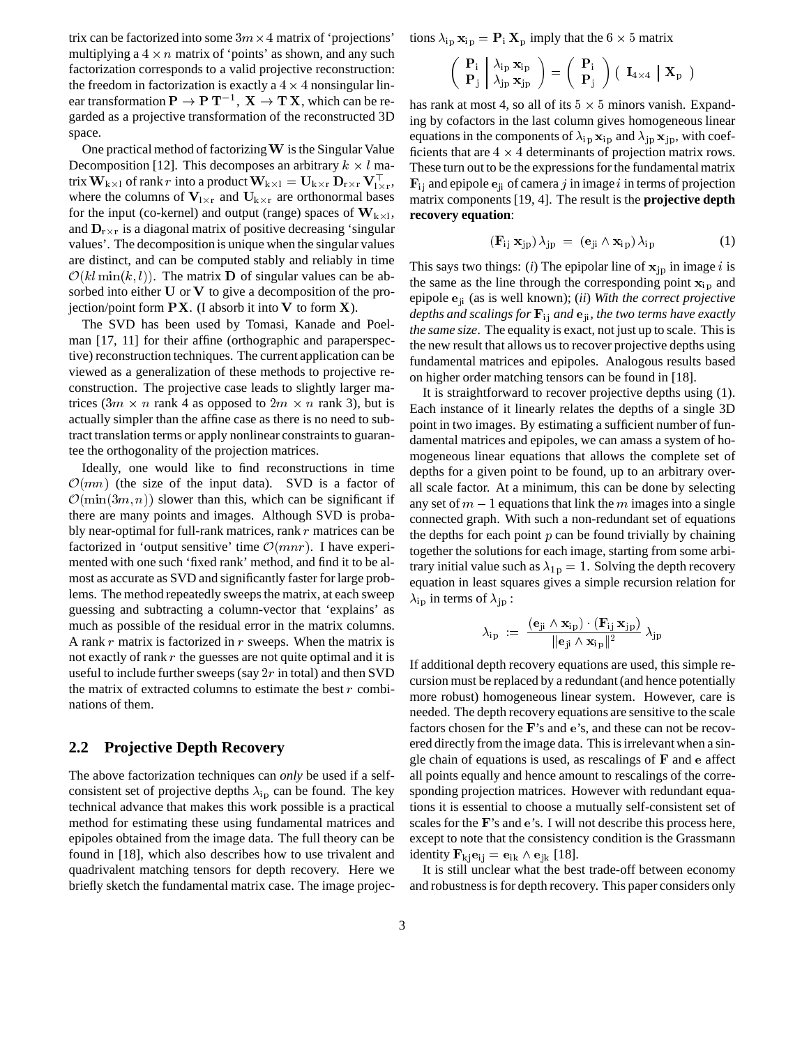trix can be factorized into some $3m \times 4$ matrix of 'projections' multiplying a $4 \times n$ matrix of 'points' as shown, and any such factorization corresponds to a valid projective reconstruction: the freedom in factorization is exactly a $4 \times 4$ nonsingular linear transformation $\mathbf{P} \to \mathbf{P}\,\mathbf{T}^{-1},\ \mathbf{X} \to \mathbf{T}\,\mathbf{X}$, which can be regarded as a projective transformation of the reconstructed 3D space.

One practical method of factorizing $\mathbf{W}$ is the Singular Value Decomposition [12]. This decomposes an arbitrary $k \times l$ matrix $\mathbf{W}_{k\times l}$ of rank $r$ into a product $\mathbf{W}_{k\times l} = \mathbf{U}_{k\times r}\,\mathbf{D}_{r\times r}\,\mathbf{V}^\top_{l\times r}$, where the columns of $\mathbf{V}_{l\times r}$ and $\mathbf{U}_{k\times r}$ are orthonormal bases for the input (co-kernel) and output (range) spaces of $\mathbf{W}_{k\times l}$, and $\mathbf{D}_{r\times r}$ is a diagonal matrix of positive decreasing 'singular values'. The decomposition is unique when the singular values are distinct, and can be computed stably and reliably in time $\mathcal{O}(kl\min(k,l))$. The matrix $\mathbf{D}$ of singular values can be absorbed into either $\mathbf{U}$ or $\mathbf{V}$ to give a decomposition of the projection/point form $\mathbf{P}\mathbf{X}$. (I absorb it into $\mathbf{V}$ to form $\mathbf{X}$).

The SVD has been used by Tomasi, Kanade and Poelman [17, 11] for their affine (orthographic and paraperspective) reconstruction techniques. The current application can be viewed as a generalization of these methods to projective reconstruction. The projective case leads to slightly larger matrices ($3m \times n$ rank 4 as opposed to $2m \times n$ rank 3), but is actually simpler than the affine case as there is no need to subtract translation terms or apply nonlinear constraints to guarantee the orthogonality of the projection matrices.

Ideally, one would like to find reconstructions in time $\mathcal{O}(mn)$ (the size of the input data). SVD is a factor of $\mathcal{O}(\min(3m,n))$ slower than this, which can be significant if there are many points and images. Although SVD is probably near-optimal for full-rank matrices, rank $r$ matrices can be factorized in 'output sensitive' time $\mathcal{O}(mnr)$. I have experimented with one such 'fixed rank' method, and find it to be almost as accurate as SVD and significantly faster for large problems. The method repeatedly sweeps the matrix, at each sweep guessing and subtracting a column-vector that 'explains' as much as possible of the residual error in the matrix columns. A rank $r$ matrix is factorized in $r$ sweeps. When the matrix is not exactly of rank $r$ the guesses are not quite optimal and it is useful to include further sweeps (say $2r$ in total) and then SVD the matrix of extracted columns to estimate the best $r$ combinations of them.

## 2.2 Projective Depth Recovery

The above factorization techniques can *only* be used if a self-consistent set of projective depths $\lambda_{ip}$ can be found. The key technical advance that makes this work possible is a practical method for estimating these using fundamental matrices and epipoles obtained from the image data. The full theory can be found in [18], which also describes how to use trivalent and quadrivalent matching tensors for depth recovery. Here we briefly sketch the fundamental matrix case. The image projections $\lambda_{ip}\,\mathbf{x}_{ip} = \mathbf{P}_i\,\mathbf{X}_p$ imply that the $6 \times 5$ matrix

$$\left( \begin{array}{c|c} \mathbf{P}_i & \lambda_{ip}\,\mathbf{x}_{ip} \\ \mathbf{P}_j & \lambda_{jp}\,\mathbf{x}_{jp} \end{array} \right) = \left( \begin{array}{c} \mathbf{P}_i \\ \mathbf{P}_j \end{array} \right) \left( \begin{array}{c|c} \mathbf{I}_{4\times 4} & \mathbf{X}_p \end{array} \right)$$

has rank at most 4, so all of its $5 \times 5$ minors vanish. Expanding by cofactors in the last column gives homogeneous linear equations in the components of $\lambda_{ip}\,\mathbf{x}_{ip}$ and $\lambda_{jp}\,\mathbf{x}_{jp}$, with coefficients that are $4 \times 4$ determinants of projection matrix rows. These turn out to be the expressions for the fundamental matrix $\mathbf{F}_{ij}$ and epipole $\mathbf{e}_{ji}$ of camera $j$ in image $i$ in terms of projection matrix components [19, 4]. The result is the **projective depth recovery equation**:

$$(\mathbf{F}_{ij}\,\mathbf{x}_{jp})\,\lambda_{jp} \;=\; (\mathbf{e}_{ji} \wedge \mathbf{x}_{ip})\,\lambda_{ip} \tag{1}$$

This says two things: (*i*) The epipolar line of $\mathbf{x}_{jp}$ in image $i$ is the same as the line through the corresponding point $\mathbf{x}_{ip}$ and epipole $\mathbf{e}_{ji}$ (as is well known); (*ii*) *With the correct projective depths and scalings for* $\mathbf{F}_{ij}$ *and* $\mathbf{e}_{ji}$*, the two terms have exactly the same size*. The equality is exact, not just up to scale. This is the new result that allows us to recover projective depths using fundamental matrices and epipoles. Analogous results based on higher order matching tensors can be found in [18].

It is straightforward to recover projective depths using (1). Each instance of it linearly relates the depths of a single 3D point in two images. By estimating a sufficient number of fundamental matrices and epipoles, we can amass a system of homogeneous linear equations that allows the complete set of depths for a given point to be found, up to an arbitrary overall scale factor. At a minimum, this can be done by selecting any set of $m-1$ equations that link the $m$ images into a single connected graph. With such a non-redundant set of equations the depths for each point $p$ can be found trivially by chaining together the solutions for each image, starting from some arbitrary initial value such as $\lambda_{1p} = 1$. Solving the depth recovery equation in least squares gives a simple recursion relation for $\lambda_{ip}$ in terms of $\lambda_{jp}$:

$$\lambda_{ip} \;:=\; \frac{(\mathbf{e}_{ji} \wedge \mathbf{x}_{ip}) \cdot (\mathbf{F}_{ij}\,\mathbf{x}_{jp})}{\|\mathbf{e}_{ji} \wedge \mathbf{x}_{ip}\|^2}\,\lambda_{jp}$$

If additional depth recovery equations are used, this simple recursion must be replaced by a redundant (and hence potentially more robust) homogeneous linear system. However, care is needed. The depth recovery equations are sensitive to the scale factors chosen for the $\mathbf{F}$'s and $\mathbf{e}$'s, and these can not be recovered directly from the image data. This is irrelevant when a single chain of equations is used, as rescalings of $\mathbf{F}$ and $\mathbf{e}$ affect all points equally and hence amount to rescalings of the corresponding projection matrices. However with redundant equations it is essential to choose a mutually self-consistent set of scales for the $\mathbf{F}$'s and $\mathbf{e}$'s. I will not describe this process here, except to note that the consistency condition is the Grassmann identity $\mathbf{F}_{kj}\mathbf{e}_{ij} = \mathbf{e}_{ik} \wedge \mathbf{e}_{jk}$ [18].

It is still unclear what the best trade-off between economy and robustness is for depth recovery. This paper considers only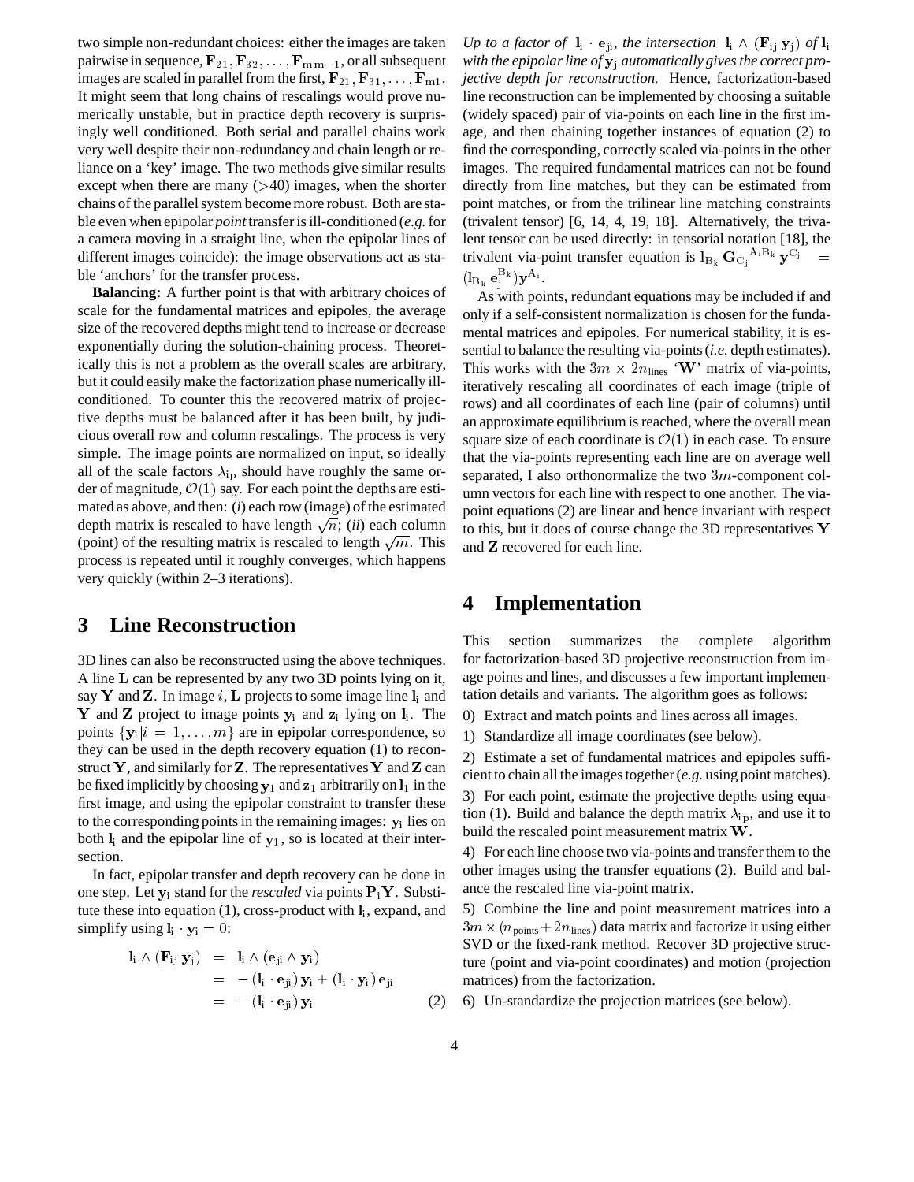two simple non-redundant choices: either the images are taken pairwise in sequence, $\mathbf{F}_{21}, \mathbf{F}_{32}, \ldots, \mathbf{F}_{mm-1}$, or all subsequent images are scaled in parallel from the first, $\mathbf{F}_{21}, \mathbf{F}_{31}, \ldots, \mathbf{F}_{m1}$. It might seem that long chains of rescalings would prove numerically unstable, but in practice depth recovery is surprisingly well conditioned. Both serial and parallel chains work very well despite their non-redundancy and chain length or reliance on a 'key' image. The two methods give similar results except when there are many (>40) images, when the shorter chains of the parallel system become more robust. Both are stable even when epipolar *point* transfer is ill-conditioned (*e.g.* for a camera moving in a straight line, when the epipolar lines of different images coincide): the image observations act as stable 'anchors' for the transfer process.

**Balancing:** A further point is that with arbitrary choices of scale for the fundamental matrices and epipoles, the average size of the recovered depths might tend to increase or decrease exponentially during the solution-chaining process. Theoretically this is not a problem as the overall scales are arbitrary, but it could easily make the factorization phase numerically ill-conditioned. To counter this the recovered matrix of projective depths must be balanced after it has been built, by judicious overall row and column rescalings. The process is very simple. The image points are normalized on input, so ideally all of the scale factors $\lambda_{ip}$ should have roughly the same order of magnitude, $\mathcal{O}(1)$ say. For each point the depths are estimated as above, and then: (*i*) each row (image) of the estimated depth matrix is rescaled to have length $\sqrt{n}$; (*ii*) each column (point) of the resulting matrix is rescaled to length $\sqrt{m}$. This process is repeated until it roughly converges, which happens very quickly (within 2–3 iterations).

## 3 Line Reconstruction

3D lines can also be reconstructed using the above techniques. A line $\mathbf{L}$ can be represented by any two 3D points lying on it, say $\mathbf{Y}$ and $\mathbf{Z}$. In image $i$, $\mathbf{L}$ projects to some image line $\mathbf{l}_i$ and $\mathbf{Y}$ and $\mathbf{Z}$ project to image points $\mathbf{y}_i$ and $\mathbf{z}_i$ lying on $\mathbf{l}_i$. The points $\{\mathbf{y}_i | i = 1, \ldots, m\}$ are in epipolar correspondence, so they can be used in the depth recovery equation (1) to reconstruct $\mathbf{Y}$, and similarly for $\mathbf{Z}$. The representatives $\mathbf{Y}$ and $\mathbf{Z}$ can be fixed implicitly by choosing $\mathbf{y}_1$ and $\mathbf{z}_1$ arbitrarily on $\mathbf{l}_1$ in the first image, and using the epipolar constraint to transfer these to the corresponding points in the remaining images: $\mathbf{y}_i$ lies on both $\mathbf{l}_i$ and the epipolar line of $\mathbf{y}_1$, so is located at their intersection.

In fact, epipolar transfer and depth recovery can be done in one step. Let $\mathbf{y}_i$ stand for the *rescaled* via points $\mathbf{P}_i\mathbf{Y}$. Substitute these into equation (1), cross-product with $\mathbf{l}_i$, expand, and simplify using $\mathbf{l}_i \cdot \mathbf{y}_i = 0$:

$$
\begin{aligned}
\mathbf{l}_i \wedge (\mathbf{F}_{ij}\,\mathbf{y}_j) &= \mathbf{l}_i \wedge (\mathbf{e}_{ji} \wedge \mathbf{y}_i) \\
&= -(\mathbf{l}_i \cdot \mathbf{e}_{ji})\,\mathbf{y}_i + (\mathbf{l}_i \cdot \mathbf{y}_i)\,\mathbf{e}_{ji} \\
&= -(\mathbf{l}_i \cdot \mathbf{e}_{ji})\,\mathbf{y}_i \qquad (2)
\end{aligned}
$$

*Up to a factor of* $\mathbf{l}_i \cdot \mathbf{e}_{ji}$*, the intersection* $\mathbf{l}_i \wedge (\mathbf{F}_{ij}\,\mathbf{y}_j)$ *of* $\mathbf{l}_i$ *with the epipolar line of* $\mathbf{y}_j$ *automatically gives the correct projective depth for reconstruction.* Hence, factorization-based line reconstruction can be implemented by choosing a suitable (widely spaced) pair of via-points on each line in the first image, and then chaining together instances of equation (2) to find the corresponding, correctly scaled via-points in the other images. The required fundamental matrices can not be found directly from line matches, but they can be estimated from point matches, or from the trilinear line matching constraints (trivalent tensor) [6, 14, 4, 19, 18]. Alternatively, the trivalent tensor can be used directly: in tensorial notation [18], the trivalent via-point transfer equation is $l_{B_k}\,\mathbf{G}_{C_j}{}^{A_i B_k}\,\mathbf{y}^{C_j} = (l_{B_k}\,\mathbf{e}_j^{B_k})\mathbf{y}^{A_i}$.

As with points, redundant equations may be included if and only if a self-consistent normalization is chosen for the fundamental matrices and epipoles. For numerical stability, it is essential to balance the resulting via-points (*i.e.* depth estimates). This works with the $3m \times 2n_{\text{lines}}$ '$\mathbf{W}$' matrix of via-points, iteratively rescaling all coordinates of each image (triple of rows) and all coordinates of each line (pair of columns) until an approximate equilibrium is reached, where the overall mean square size of each coordinate is $\mathcal{O}(1)$ in each case. To ensure that the via-points representing each line are on average well separated, I also orthonormalize the two $3m$-component column vectors for each line with respect to one another. The via-point equations (2) are linear and hence invariant with respect to this, but it does of course change the 3D representatives $\mathbf{Y}$ and $\mathbf{Z}$ recovered for each line.

## 4 Implementation

This section summarizes the complete algorithm for factorization-based 3D projective reconstruction from image points and lines, and discusses a few important implementation details and variants. The algorithm goes as follows:

0) Extract and match points and lines across all images.

1) Standardize all image coordinates (see below).

2) Estimate a set of fundamental matrices and epipoles sufficient to chain all the images together (*e.g.* using point matches).

3) For each point, estimate the projective depths using equation (1). Build and balance the depth matrix $\lambda_{ip}$, and use it to build the rescaled point measurement matrix $\mathbf{W}$.

4) For each line choose two via-points and transfer them to the other images using the transfer equations (2). Build and balance the rescaled line via-point matrix.

5) Combine the line and point measurement matrices into a $3m \times (n_{\text{points}} + 2n_{\text{lines}})$ data matrix and factorize it using either SVD or the fixed-rank method. Recover 3D projective structure (point and via-point coordinates) and motion (projection matrices) from the factorization.

6) Un-standardize the projection matrices (see below).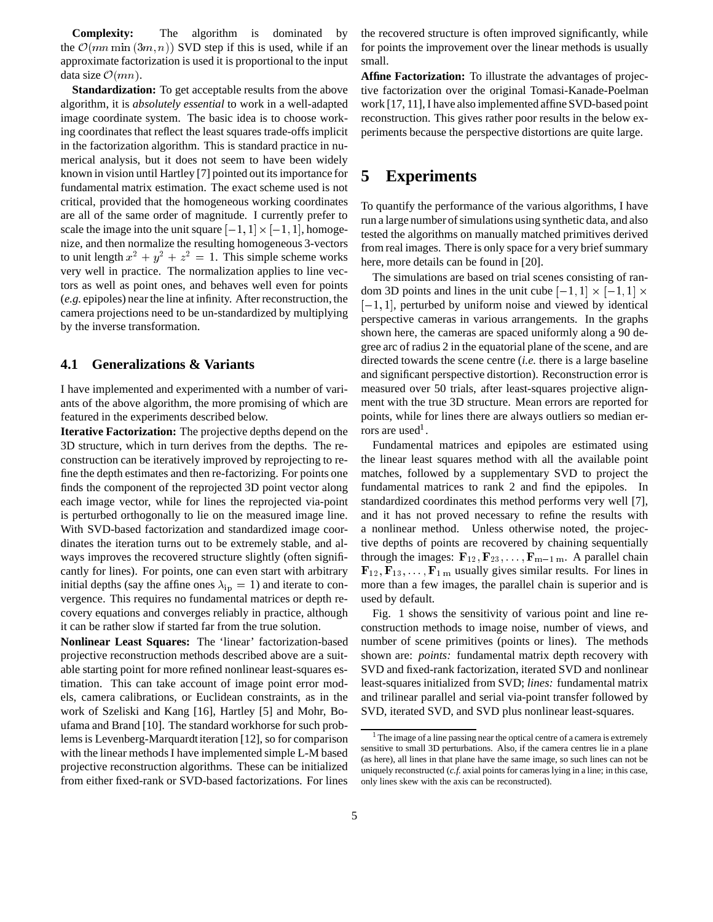**Complexity:** The algorithm is dominated by the $\mathcal{O}(mn\min(3m,n))$ SVD step if this is used, while if an approximate factorization is used it is proportional to the input data size $\mathcal{O}(mn)$.

**Standardization:** To get acceptable results from the above algorithm, it is *absolutely essential* to work in a well-adapted image coordinate system. The basic idea is to choose working coordinates that reflect the least squares trade-offs implicit in the factorization algorithm. This is standard practice in numerical analysis, but it does not seem to have been widely known in vision until Hartley [7] pointed out its importance for fundamental matrix estimation. The exact scheme used is not critical, provided that the homogeneous working coordinates are all of the same order of magnitude. I currently prefer to scale the image into the unit square $[-1,1]\times[-1,1]$, homogenize, and then normalize the resulting homogeneous 3-vectors to unit length $x^2+y^2+z^2=1$. This simple scheme works very well in practice. The normalization applies to line vectors as well as point ones, and behaves well even for points (*e.g.* epipoles) near the line at infinity. After reconstruction, the camera projections need to be un-standardized by multiplying by the inverse transformation.

### 4.1 Generalizations & Variants

I have implemented and experimented with a number of variants of the above algorithm, the more promising of which are featured in the experiments described below.

**Iterative Factorization:** The projective depths depend on the 3D structure, which in turn derives from the depths. The reconstruction can be iteratively improved by reprojecting to refine the depth estimates and then re-factorizing. For points one finds the component of the reprojected 3D point vector along each image vector, while for lines the reprojected via-point is perturbed orthogonally to lie on the measured image line. With SVD-based factorization and standardized image coordinates the iteration turns out to be extremely stable, and always improves the recovered structure slightly (often significantly for lines). For points, one can even start with arbitrary initial depths (say the affine ones $\lambda_{ip}=1$) and iterate to convergence. This requires no fundamental matrices or depth recovery equations and converges reliably in practice, although it can be rather slow if started far from the true solution.

**Nonlinear Least Squares:** The 'linear' factorization-based projective reconstruction methods described above are a suitable starting point for more refined nonlinear least-squares estimation. This can take account of image point error models, camera calibrations, or Euclidean constraints, as in the work of Szeliski and Kang [16], Hartley [5] and Mohr, Boufama and Brand [10]. The standard workhorse for such problems is Levenberg-Marquardt iteration [12], so for comparison with the linear methods I have implemented simple L-M based projective reconstruction algorithms. These can be initialized from either fixed-rank or SVD-based factorizations. For lines the recovered structure is often improved significantly, while for points the improvement over the linear methods is usually small.

**Affine Factorization:** To illustrate the advantages of projective factorization over the original Tomasi-Kanade-Poelman work [17, 11], I have also implemented affine SVD-based point reconstruction. This gives rather poor results in the below experiments because the perspective distortions are quite large.

## 5 Experiments

To quantify the performance of the various algorithms, I have run a large number of simulations using synthetic data, and also tested the algorithms on manually matched primitives derived from real images. There is only space for a very brief summary here, more details can be found in [20].

The simulations are based on trial scenes consisting of random 3D points and lines in the unit cube $[-1,1]\times[-1,1]\times[-1,1]$, perturbed by uniform noise and viewed by identical perspective cameras in various arrangements. In the graphs shown here, the cameras are spaced uniformly along a 90 degree arc of radius 2 in the equatorial plane of the scene, and are directed towards the scene centre (*i.e.* there is a large baseline and significant perspective distortion). Reconstruction error is measured over 50 trials, after least-squares projective alignment with the true 3D structure. Mean errors are reported for points, while for lines there are always outliers so median errors are used[1].

Fundamental matrices and epipoles are estimated using the linear least squares method with all the available point matches, followed by a supplementary SVD to project the fundamental matrices to rank 2 and find the epipoles. In standardized coordinates this method performs very well [7], and it has not proved necessary to refine the results with a nonlinear method. Unless otherwise noted, the projective depths of points are recovered by chaining sequentially through the images: $\mathbf{F}_{12},\mathbf{F}_{23},\ldots,\mathbf{F}_{m-1\,m}$. A parallel chain $\mathbf{F}_{12},\mathbf{F}_{13},\ldots,\mathbf{F}_{1\,m}$ usually gives similar results. For lines in more than a few images, the parallel chain is superior and is used by default.

Fig. 1 shows the sensitivity of various point and line reconstruction methods to image noise, number of views, and number of scene primitives (points or lines). The methods shown are: *points:* fundamental matrix depth recovery with SVD and fixed-rank factorization, iterated SVD and nonlinear least-squares initialized from SVD; *lines:* fundamental matrix and trilinear parallel and serial via-point transfer followed by SVD, iterated SVD, and SVD plus nonlinear least-squares.

[1] The image of a line passing near the optical centre of a camera is extremely sensitive to small 3D perturbations. Also, if the camera centres lie in a plane (as here), all lines in that plane have the same image, so such lines can not be uniquely reconstructed (*c.f.* axial points for cameras lying in a line; in this case, only lines skew with the axis can be reconstructed).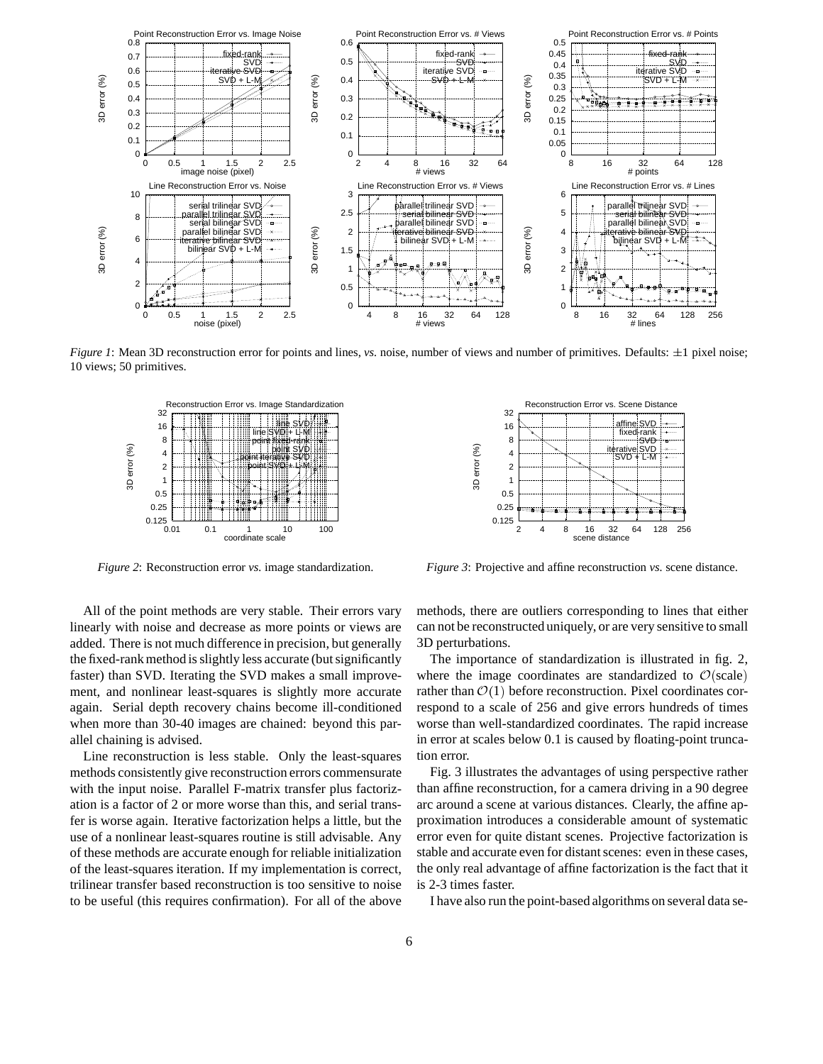*Figure 1*: Mean 3D reconstruction error for points and lines, *vs.* noise, number of views and number of primitives. Defaults: $\pm 1$ pixel noise; 10 views; 50 primitives.

*Figure 2*: Reconstruction error *vs.* image standardization.

*Figure 3*: Projective and affine reconstruction *vs.* scene distance.

All of the point methods are very stable. Their errors vary linearly with noise and decrease as more points or views are added. There is not much difference in precision, but generally the fixed-rank method is slightly less accurate (but significantly faster) than SVD. Iterating the SVD makes a small improvement, and nonlinear least-squares is slightly more accurate again. Serial depth recovery chains become ill-conditioned when more than 30-40 images are chained: beyond this parallel chaining is advised.

Line reconstruction is less stable. Only the least-squares methods consistently give reconstruction errors commensurate with the input noise. Parallel F-matrix transfer plus factorization is a factor of 2 or more worse than this, and serial transfer is worse again. Iterative factorization helps a little, but the use of a nonlinear least-squares routine is still advisable. Any of these methods are accurate enough for reliable initialization of the least-squares iteration. If my implementation is correct, trilinear transfer based reconstruction is too sensitive to noise to be useful (this requires confirmation). For all of the above methods, there are outliers corresponding to lines that either can not be reconstructed uniquely, or are very sensitive to small 3D perturbations.

The importance of standardization is illustrated in fig. 2, where the image coordinates are standardized to $\mathcal{O}(\text{scale})$ rather than $\mathcal{O}(1)$ before reconstruction. Pixel coordinates correspond to a scale of 256 and give errors hundreds of times worse than well-standardized coordinates. The rapid increase in error at scales below 0.1 is caused by floating-point truncation error.

Fig. 3 illustrates the advantages of using perspective rather than affine reconstruction, for a camera driving in a 90 degree arc around a scene at various distances. Clearly, the affine approximation introduces a considerable amount of systematic error even for quite distant scenes. Projective factorization is stable and accurate even for distant scenes: even in these cases, the only real advantage of affine factorization is the fact that it is 2-3 times faster.

I have also run the point-based algorithms on several data se-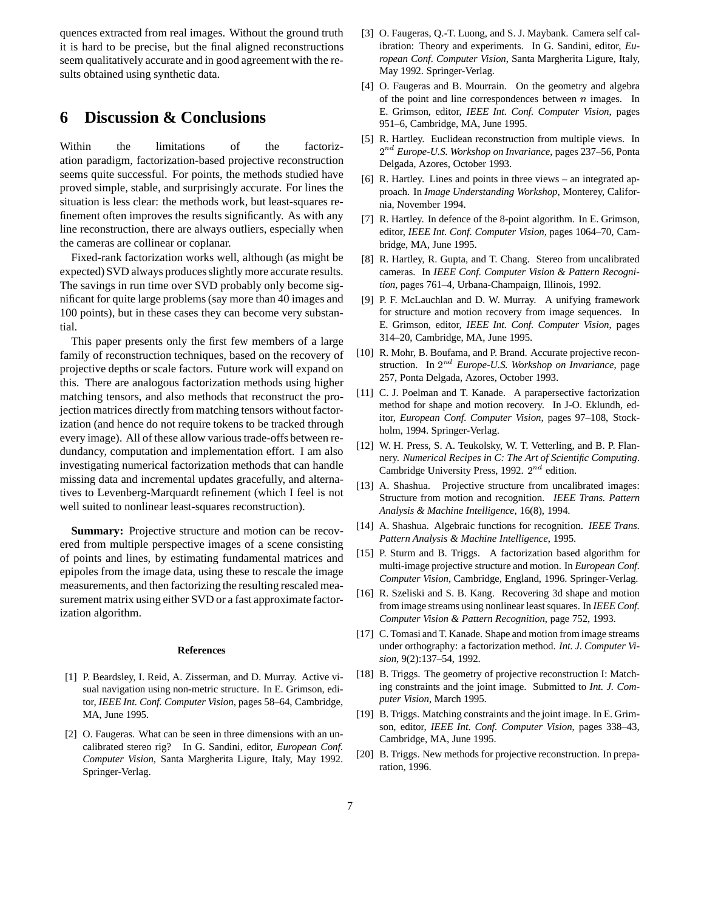quences extracted from real images. Without the ground truth it is hard to be precise, but the final aligned reconstructions seem qualitatively accurate and in good agreement with the results obtained using synthetic data.

# 6 Discussion & Conclusions

Within the limitations of the factorization paradigm, factorization-based projective reconstruction seems quite successful. For points, the methods studied have proved simple, stable, and surprisingly accurate. For lines the situation is less clear: the methods work, but least-squares refinement often improves the results significantly. As with any line reconstruction, there are always outliers, especially when the cameras are collinear or coplanar.

Fixed-rank factorization works well, although (as might be expected) SVD always produces slightly more accurate results. The savings in run time over SVD probably only become significant for quite large problems (say more than 40 images and 100 points), but in these cases they can become very substantial.

This paper presents only the first few members of a large family of reconstruction techniques, based on the recovery of projective depths or scale factors. Future work will expand on this. There are analogous factorization methods using higher matching tensors, and also methods that reconstruct the projection matrices directly from matching tensors without factorization (and hence do not require tokens to be tracked through every image). All of these allow various trade-offs between redundancy, computation and implementation effort. I am also investigating numerical factorization methods that can handle missing data and incremental updates gracefully, and alternatives to Levenberg-Marquardt refinement (which I feel is not well suited to nonlinear least-squares reconstruction).

**Summary:** Projective structure and motion can be recovered from multiple perspective images of a scene consisting of points and lines, by estimating fundamental matrices and epipoles from the image data, using these to rescale the image measurements, and then factorizing the resulting rescaled measurement matrix using either SVD or a fast approximate factorization algorithm.

### References

[1] P. Beardsley, I. Reid, A. Zisserman, and D. Murray. Active visual navigation using non-metric structure. In E. Grimson, editor, *IEEE Int. Conf. Computer Vision*, pages 58–64, Cambridge, MA, June 1995.

[2] O. Faugeras. What can be seen in three dimensions with an uncalibrated stereo rig? In G. Sandini, editor, *European Conf. Computer Vision*, Santa Margherita Ligure, Italy, May 1992. Springer-Verlag.

[3] O. Faugeras, Q.-T. Luong, and S. J. Maybank. Camera self calibration: Theory and experiments. In G. Sandini, editor, *European Conf. Computer Vision*, Santa Margherita Ligure, Italy, May 1992. Springer-Verlag.

[4] O. Faugeras and B. Mourrain. On the geometry and algebra of the point and line correspondences between $n$ images. In E. Grimson, editor, *IEEE Int. Conf. Computer Vision*, pages 951–6, Cambridge, MA, June 1995.

[5] R. Hartley. Euclidean reconstruction from multiple views. In $2^{nd}$ *Europe-U.S. Workshop on Invariance*, pages 237–56, Ponta Delgada, Azores, October 1993.

[6] R. Hartley. Lines and points in three views – an integrated approach. In *Image Understanding Workshop*, Monterey, California, November 1994.

[7] R. Hartley. In defence of the 8-point algorithm. In E. Grimson, editor, *IEEE Int. Conf. Computer Vision*, pages 1064–70, Cambridge, MA, June 1995.

[8] R. Hartley, R. Gupta, and T. Chang. Stereo from uncalibrated cameras. In *IEEE Conf. Computer Vision & Pattern Recognition*, pages 761–4, Urbana-Champaign, Illinois, 1992.

[9] P. F. McLauchlan and D. W. Murray. A unifying framework for structure and motion recovery from image sequences. In E. Grimson, editor, *IEEE Int. Conf. Computer Vision*, pages 314–20, Cambridge, MA, June 1995.

[10] R. Mohr, B. Boufama, and P. Brand. Accurate projective reconstruction. In $2^{nd}$ *Europe-U.S. Workshop on Invariance*, page 257, Ponta Delgada, Azores, October 1993.

[11] C. J. Poelman and T. Kanade. A parapersective factorization method for shape and motion recovery. In J-O. Eklundh, editor, *European Conf. Computer Vision*, pages 97–108, Stockholm, 1994. Springer-Verlag.

[12] W. H. Press, S. A. Teukolsky, W. T. Vetterling, and B. P. Flannery. *Numerical Recipes in C: The Art of Scientific Computing*. Cambridge University Press, 1992. $2^{nd}$ edition.

[13] A. Shashua. Projective structure from uncalibrated images: Structure from motion and recognition. *IEEE Trans. Pattern Analysis & Machine Intelligence*, 16(8), 1994.

[14] A. Shashua. Algebraic functions for recognition. *IEEE Trans. Pattern Analysis & Machine Intelligence*, 1995.

[15] P. Sturm and B. Triggs. A factorization based algorithm for multi-image projective structure and motion. In *European Conf. Computer Vision*, Cambridge, England, 1996. Springer-Verlag.

[16] R. Szeliski and S. B. Kang. Recovering 3d shape and motion from image streams using nonlinear least squares. In *IEEE Conf. Computer Vision & Pattern Recognition*, page 752, 1993.

[17] C. Tomasi and T. Kanade. Shape and motion from image streams under orthography: a factorization method. *Int. J. Computer Vision*, 9(2):137–54, 1992.

[18] B. Triggs. The geometry of projective reconstruction I: Matching constraints and the joint image. Submitted to *Int. J. Computer Vision*, March 1995.

[19] B. Triggs. Matching constraints and the joint image. In E. Grimson, editor, *IEEE Int. Conf. Computer Vision*, pages 338–43, Cambridge, MA, June 1995.

[20] B. Triggs. New methods for projective reconstruction. In preparation, 1996.